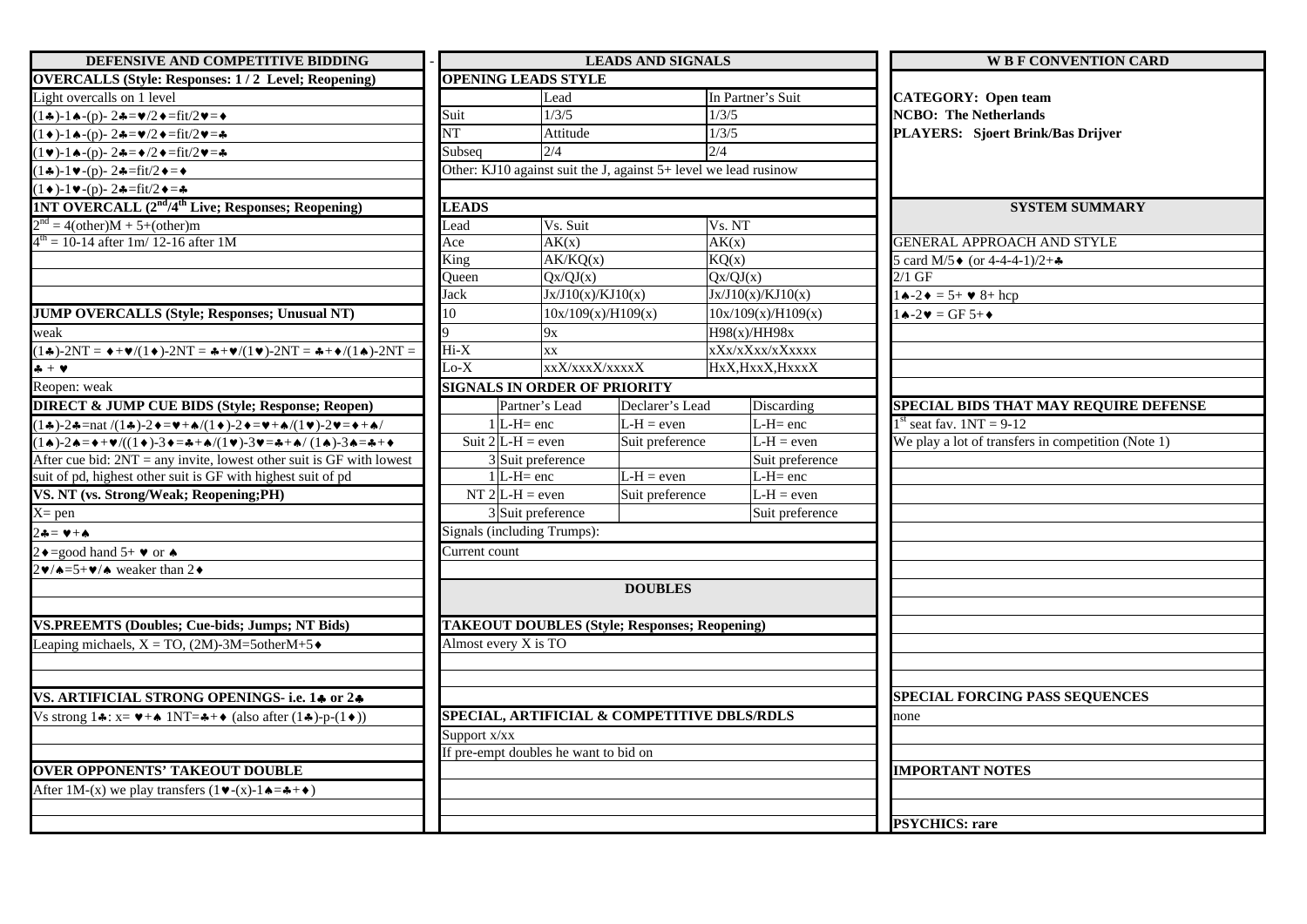## DEFENSIVE AND COMPETITIVE BIDDING

### OVERCALLS (Style: Responses: 1 / 2 Level; Reopening)

Light overcalls on 1 level

(1♣)-1♠-(p)- 2♣=♥/2♦=fit/2♥=♦

(1♦)-1♠-(p)- 2♣=♥/2♦=fit/2♥=♣

(1♥)-1♠-(p)- 2♣=♦/2♦=fit/2♥=♣

(1♣)-1♥-(p)- 2♣=fit/2♦=♦

(1♦)-1♥-(p)- 2♣=fit/2♦=♣

### 1NT OVERCALL (2nd/4th Live; Responses; Reopening)

2nd = 4(other)M + 5+(other)m

4th = 10-14 after 1m/ 12-16 after 1M

### JUMP OVERCALLS (Style; Responses; Unusual NT)

weak

(1♣)-2NT = ♦+♥/(1♦)-2NT = ♣+♥/(1♥)-2NT = ♣+♦/(1♠)-2NT = ♣ + ♥

Reopen: weak

### DIRECT & JUMP CUE BIDS (Style; Response; Reopen)

(1♣)-2♣=nat /(1♣)-2♦=♥+♠/(1♦)-2♦=♥+♠/(1♥)-2♥=♦+♠/

(1♠)-2♠=♦+♥/((1♦)-3♦=♣+♠/(1♥)-3♥=♣+♠/ (1♠)-3♠=♣+♦

After cue bid: 2NT = any invite, lowest other suit is GF with lowest suit of pd, highest other suit is GF with highest suit of pd

### VS. NT (vs. Strong/Weak; Reopening;PH)

X= pen

2♣= ♥+♠

2♦=good hand 5+ ♥ or ♠

2♥/♠=5+♥/♠ weaker than 2♦

### VS.PREEMTS (Doubles; Cue-bids; Jumps; NT Bids)

Leaping michaels, X = TO, (2M)-3M=5otherM+5♦

### VS. ARTIFICIAL STRONG OPENINGS- i.e. 1♣ or 2♣

Vs strong 1♣: x= ♥+♠ 1NT=♣+♦ (also after (1♣)-p-(1♦))

### OVER OPPONENTS' TAKEOUT DOUBLE

After 1M-(x) we play transfers (1♥-(x)-1♠=♣+♦)

## LEADS AND SIGNALS

### OPENING LEADS STYLE

| | Lead | In Partner's Suit |
|---|---|---|
| Suit | 1/3/5 | 1/3/5 |
| NT | Attitude | 1/3/5 |
| Subseq | 2/4 | 2/4 |

Other: KJ10 against suit the J, against 5+ level we lead rusinow

### LEADS

| Lead | Vs. Suit | Vs. NT |
|---|---|---|
| Ace | AK(x) | AK(x) |
| King | AK/KQ(x) | KQ(x) |
| Queen | Qx/QJ(x) | Qx/QJ(x) |
| Jack | Jx/J10(x)/KJ10(x) | Jx/J10(x)/KJ10(x) |
| 10 | 10x/109(x)/H109(x) | 10x/109(x)/H109(x) |
| 9 | 9x | H98(x)/HH98x |
| Hi-X | xx | xXx/xXxx/xXxxxx |
| Lo-X | xxX/xxxX/xxxxX | HxX,HxxX,HxxxX |

### SIGNALS IN ORDER OF PRIORITY

| | | Partner's Lead | Declarer's Lead | Discarding |
|---|---|---|---|---|
| Suit | 1 | L-H= enc | L-H = even | L-H= enc |
| | 2 | L-H = even | Suit preference | L-H = even |
| | 3 | Suit preference | | Suit preference |
| NT | 1 | L-H= enc | L-H = even | L-H= enc |
| | 2 | L-H = even | Suit preference | L-H = even |
| | 3 | Suit preference | | Suit preference |

Signals (including Trumps):

Current count

## DOUBLES

### TAKEOUT DOUBLES (Style; Responses; Reopening)

Almost every X is TO

### SPECIAL, ARTIFICIAL & COMPETITIVE DBLS/RDLS

Support x/xx

If pre-empt doubles he want to bid on

## W B F CONVENTION CARD

**CATEGORY: Open team**

**NCBO: The Netherlands**

**PLAYERS: Sjoert Brink/Bas Drijver**

### SYSTEM SUMMARY

GENERAL APPROACH AND STYLE

5 card M/5♦ (or 4-4-4-1)/2+♣

2/1 GF

1♠-2♦ = 5+ ♥ 8+ hcp

1♠-2♥ = GF 5+♦

### SPECIAL BIDS THAT MAY REQUIRE DEFENSE

1st seat fav. 1NT = 9-12

We play a lot of transfers in competition (Note 1)

### SPECIAL FORCING PASS SEQUENCES

none

### IMPORTANT NOTES

**PSYCHICS: rare**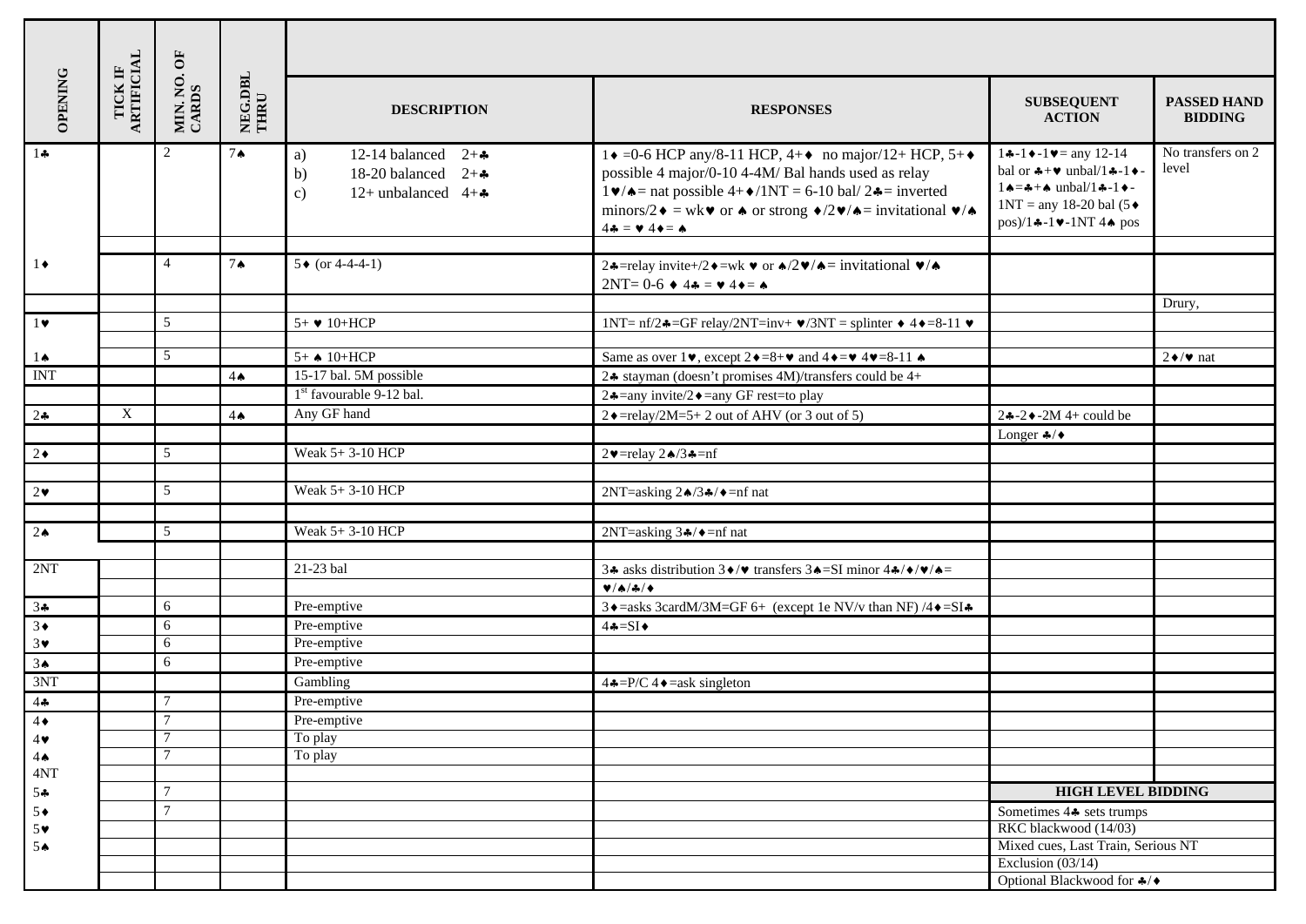| OPENING | TICK IF ARTIFICIAL | MIN. NO. OF CARDS | NEG.DBL THRU | DESCRIPTION | RESPONSES | SUBSEQUENT ACTION | PASSED HAND BIDDING |
|---|---|---|---|---|---|---|---|
| 1♣ | | 2 | 7♠ | a) 12-14 balanced 2+♣<br>b) 18-20 balanced 2+♣<br>c) 12+ unbalanced 4+♣ | 1♦ =0-6 HCP any/8-11 HCP, 4+♦ no major/12+ HCP, 5+♦ possible 4 major/0-10 4-4M/ Bal hands used as relay<br>1♥/♠= nat possible 4+♦/1NT = 6-10 bal/ 2♣= inverted minors/2♦ = wk♥ or ♠ or strong ♦/2♥/♠= invitational ♥/♠ 4♣ = ♥ 4♦= ♠ | 1♣-1♦-1♥= any 12-14 bal or ♣+♥ unbal/1♣-1♦-1♠=♣+♠ unbal/1♣-1♦-1NT = any 18-20 bal (5♦ pos)/1♣-1♥-1NT 4♠ pos | No transfers on 2 level |
| | | | | | | | |
| 1♦ | | 4 | 7♠ | 5♦ (or 4-4-4-1) | 2♣=relay invite+/2♦=wk ♥ or ♠/2♥/♠= invitational ♥/♠<br>2NT= 0-6 ♦ 4♣ = ♥ 4♦= ♠ | | |
| | | | | | | | Drury, |
| 1♥ | | 5 | | 5+ ♥ 10+HCP | 1NT= nf/2♣=GF relay/2NT=inv+ ♥/3NT = splinter ♦ 4♦=8-11 ♥ | | |
| | | | | | | | |
| 1♠ | | 5 | | 5+ ♠ 10+HCP | Same as over 1♥, except 2♦=8+♥ and 4♦=♥ 4♥=8-11 ♠ | | 2♦/♥ nat |
| INT | | | 4♠ | 15-17 bal. 5M possible | 2♣ stayman (doesn't promises 4M)/transfers could be 4+ | | |
| | | | | 1st favourable 9-12 bal. | 2♣=any invite/2♦=any GF rest=to play | | |
| 2♣ | X | | 4♠ | Any GF hand | 2♦=relay/2M=5+ 2 out of AHV (or 3 out of 5) | 2♣-2♦-2M 4+ could be | |
| | | | | | | Longer ♣/♦ | |
| 2♦ | | 5 | | Weak 5+ 3-10 HCP | 2♥=relay 2♠/3♣=nf | | |
| | | | | | | | |
| 2♥ | | 5 | | Weak 5+ 3-10 HCP | 2NT=asking 2♠/3♣/♦=nf nat | | |
| | | | | | | | |
| 2♠ | | 5 | | Weak 5+ 3-10 HCP | 2NT=asking 3♣/♦=nf nat | | |
| | | | | | | | |
| 2NT | | | | 21-23 bal | 3♣ asks distribution 3♦/♥ transfers 3♠=SI minor 4♣/♦/♥/♠= ♥/♠/♣/♦ | | |
| 3♣ | | 6 | | Pre-emptive | 3♦=asks 3cardM/3M=GF 6+ (except 1e NV/v than NF) /4♦=SI♣ | | |
| 3♦ | | 6 | | Pre-emptive | 4♣=SI♦ | | |
| 3♥ | | 6 | | Pre-emptive | | | |
| 3♠ | | 6 | | Pre-emptive | | | |
| 3NT | | | | Gambling | 4♣=P/C 4♦=ask singleton | | |
| 4♣ | | 7 | | Pre-emptive | | | |
| 4♦ | | 7 | | Pre-emptive | | | |
| 4♥ | | 7 | | To play | | | |
| 4♠ | | 7 | | To play | | | |
| 4NT | | | | | | | |
| 5♣ | | 7 | | | | **HIGH LEVEL BIDDING** | |
| 5♦ | | 7 | | | | Sometimes 4♣ sets trumps | |
| 5♥ | | | | | | RKC blackwood (14/03) | |
| 5♠ | | | | | | Mixed cues, Last Train, Serious NT | |
| | | | | | | Exclusion (03/14) | |
| | | | | | | Optional Blackwood for ♣/♦ | |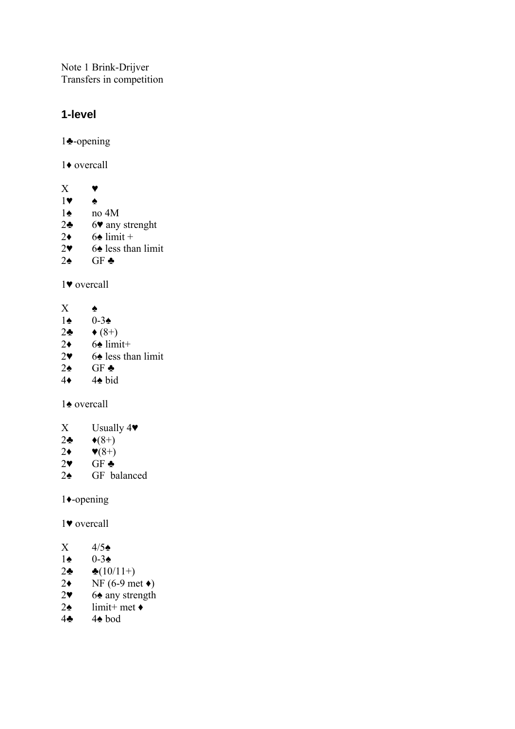Note 1 Brink-Drijver
Transfers in competition

## 1-level

1♣-opening

1♦ overcall

| | |
|---|---|
| X | ♥ |
| 1♥ | ♠ |
| 1♠ | no 4M |
| 2♣ | 6♥ any strenght |
| 2♦ | 6♠ limit + |
| 2♥ | 6♠ less than limit |
| 2♠ | GF ♣ |

1♥ overcall

| | |
|---|---|
| X | ♠ |
| 1♠ | 0-3♠ |
| 2♣ | ♦ (8+) |
| 2♦ | 6♠ limit+ |
| 2♥ | 6♠ less than limit |
| 2♠ | GF ♣ |
| 4♦ | 4♠ bid |

1♠ overcall

| | |
|---|---|
| X | Usually 4♥ |
| 2♣ | ♦(8+) |
| 2♦ | ♥(8+) |
| 2♥ | GF ♣ |
| 2♠ | GF balanced |

1♦-opening

1♥ overcall

| | |
|---|---|
| X | 4/5♠ |
| 1♠ | 0-3♠ |
| 2♣ | ♣(10/11+) |
| 2♦ | NF (6-9 met ♦) |
| 2♥ | 6♠ any strength |
| 2♠ | limit+ met ♦ |
| 4♣ | 4♠ bod |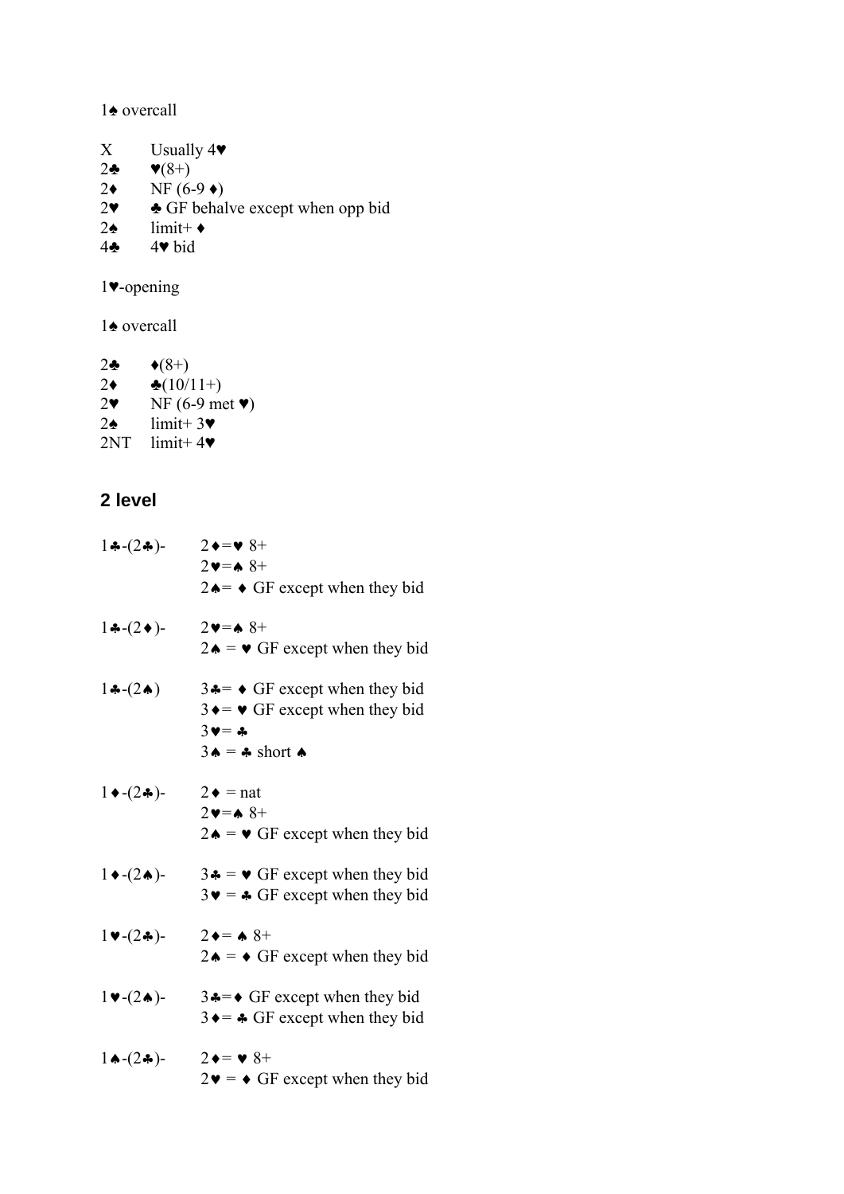1♠ overcall

| | |
|---|---|
| X | Usually 4♥ |
| 2♣ | ♥(8+) |
| 2♦ | NF (6-9 ♦) |
| 2♥ | ♣ GF behalve except when opp bid |
| 2♠ | limit+ ♦ |
| 4♣ | 4♥ bid |

1♥-opening

1♠ overcall

| | |
|---|---|
| 2♣ | ♦(8+) |
| 2♦ | ♣(10/11+) |
| 2♥ | NF (6-9 met ♥) |
| 2♠ | limit+ 3♥ |
| 2NT | limit+ 4♥ |

## 2 level

| | |
|---|---|
| 1♣-(2♣)- | 2♦=♥ 8+ |
| | 2♥=♠ 8+ |
| | 2♠= ♦ GF except when they bid |
| 1♣-(2♦)- | 2♥=♠ 8+ |
| | 2♠ = ♥ GF except when they bid |
| 1♣-(2♠) | 3♣= ♦ GF except when they bid |
| | 3♦= ♥ GF except when they bid |
| | 3♥= ♣ |
| | 3♠ = ♣ short ♠ |
| 1♦-(2♣)- | 2♦ = nat |
| | 2♥=♠ 8+ |
| | 2♠ = ♥ GF except when they bid |
| 1♦-(2♠)- | 3♣ = ♥ GF except when they bid |
| | 3♥ = ♣ GF except when they bid |
| 1♥-(2♣)- | 2♦= ♠ 8+ |
| | 2♠ = ♦ GF except when they bid |
| 1♥-(2♠)- | 3♣=♦ GF except when they bid |
| | 3♦= ♣ GF except when they bid |
| 1♠-(2♣)- | 2♦= ♥ 8+ |
| | 2♥ = ♦ GF except when they bid |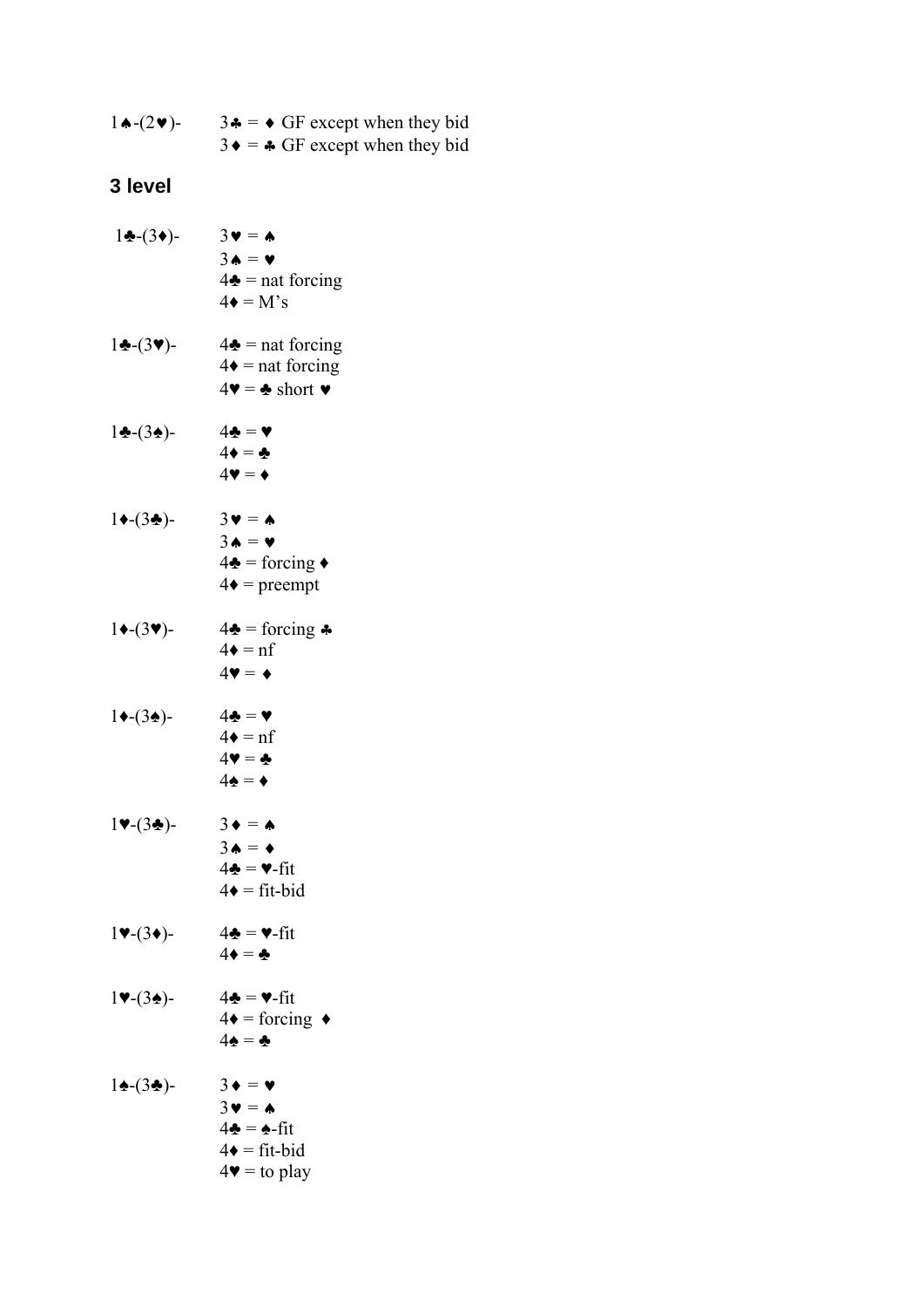1♠-(2♥)- 3♣ = ♦ GF except when they bid
3♦ = ♣ GF except when they bid

## 3 level

1♣-(3♦)- 3♥ = ♠
3♠ = ♥
4♣ = nat forcing
4♦ = M's

1♣-(3♥)- 4♣ = nat forcing
4♦ = nat forcing
4♥ = ♣ short ♥

1♣-(3♠)- 4♣ = ♥
4♦ = ♣
4♥ = ♦

1♦-(3♣)- 3♥ = ♠
3♠ = ♥
4♣ = forcing ♦
4♦ = preempt

1♦-(3♥)- 4♣ = forcing ♣
4♦ = nf
4♥ = ♦

1♦-(3♠)- 4♣ = ♥
4♦ = nf
4♥ = ♣
4♠ = ♦

1♥-(3♣)- 3♦ = ♠
3♠ = ♦
4♣ = ♥-fit
4♦ = fit-bid

1♥-(3♦)- 4♣ = ♥-fit
4♦ = ♣

1♥-(3♠)- 4♣ = ♥-fit
4♦ = forcing ♦
4♠ = ♣

1♠-(3♣)- 3♦ = ♥
3♥ = ♠
4♣ = ♠-fit
4♦ = fit-bid
4♥ = to play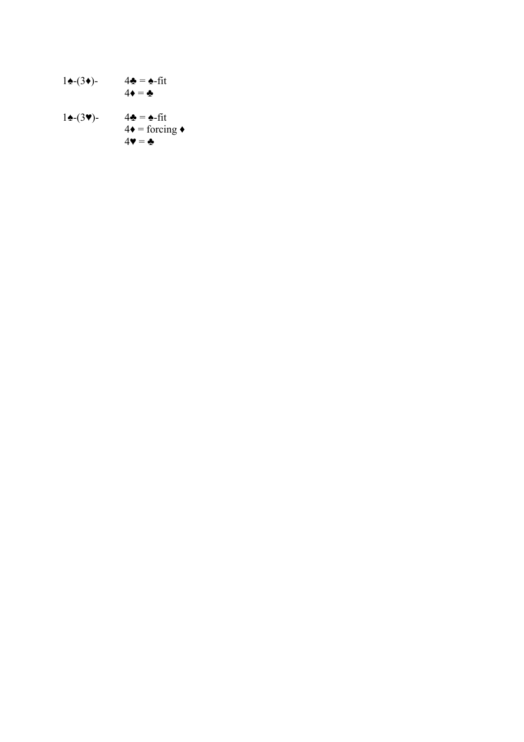1♠-(3♦)- 4♣ = ♠-fit
4♦ = ♣

1♠-(3♥)- 4♣ = ♠-fit
4♦ = forcing ♦
4♥ = ♣